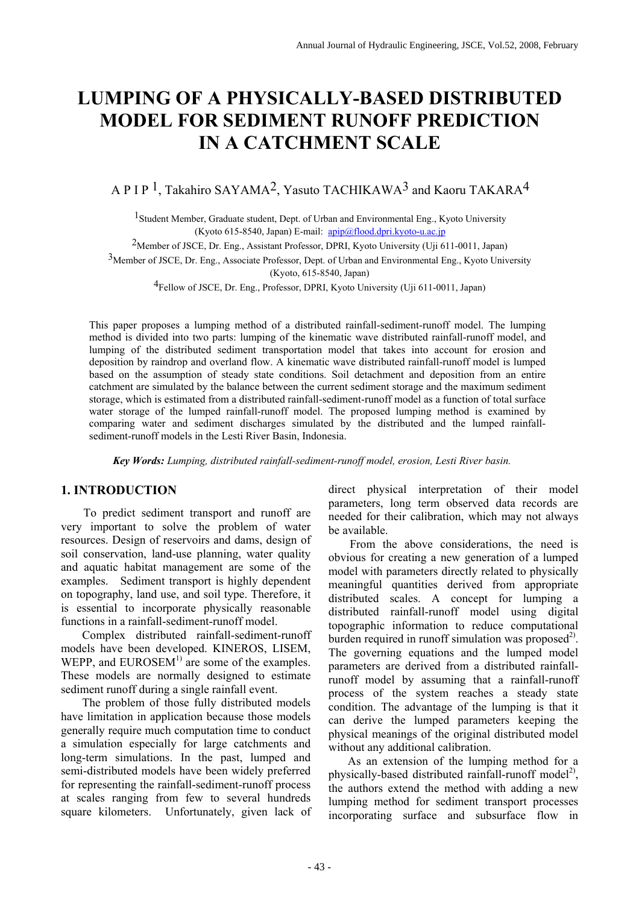# LUMPING OF A PHYSICALLY-BASED DISTRIBUTED MODEL FOR SEDIMENT RUNOFF PREDICTION IN A CATCHMENT SCALE

A P I P [1], Takahiro SAYAMA[2], Yasuto TACHIKAWA[3] and Kaoru TAKARA[4]

[1]Student Member, Graduate student, Dept. of Urban and Environmental Eng., Kyoto University (Kyoto 615-8540, Japan) E-mail: apip@flood.dpri.kyoto-u.ac.jp

[2]Member of JSCE, Dr. Eng., Assistant Professor, DPRI, Kyoto University (Uji 611-0011, Japan)

[3]Member of JSCE, Dr. Eng., Associate Professor, Dept. of Urban and Environmental Eng., Kyoto University (Kyoto, 615-8540, Japan)

[4]Fellow of JSCE, Dr. Eng., Professor, DPRI, Kyoto University (Uji 611-0011, Japan)

This paper proposes a lumping method of a distributed rainfall-sediment-runoff model. The lumping method is divided into two parts: lumping of the kinematic wave distributed rainfall-runoff model, and lumping of the distributed sediment transportation model that takes into account for erosion and deposition by raindrop and overland flow. A kinematic wave distributed rainfall-runoff model is lumped based on the assumption of steady state conditions. Soil detachment and deposition from an entire catchment are simulated by the balance between the current sediment storage and the maximum sediment storage, which is estimated from a distributed rainfall-sediment-runoff model as a function of total surface water storage of the lumped rainfall-runoff model. The proposed lumping method is examined by comparing water and sediment discharges simulated by the distributed and the lumped rainfall-sediment-runoff models in the Lesti River Basin, Indonesia.

***Key Words:*** *Lumping, distributed rainfall-sediment-runoff model, erosion, Lesti River basin.*

## 1. INTRODUCTION

To predict sediment transport and runoff are very important to solve the problem of water resources. Design of reservoirs and dams, design of soil conservation, land-use planning, water quality and aquatic habitat management are some of the examples. Sediment transport is highly dependent on topography, land use, and soil type. Therefore, it is essential to incorporate physically reasonable functions in a rainfall-sediment-runoff model.

Complex distributed rainfall-sediment-runoff models have been developed. KINEROS, LISEM, WEPP, and EUROSEM[1] are some of the examples. These models are normally designed to estimate sediment runoff during a single rainfall event.

The problem of those fully distributed models have limitation in application because those models generally require much computation time to conduct a simulation especially for large catchments and long-term simulations. In the past, lumped and semi-distributed models have been widely preferred for representing the rainfall-sediment-runoff process at scales ranging from few to several hundreds square kilometers. Unfortunately, given lack of direct physical interpretation of their model parameters, long term observed data records are needed for their calibration, which may not always be available.

From the above considerations, the need is obvious for creating a new generation of a lumped model with parameters directly related to physically meaningful quantities derived from appropriate distributed scales. A concept for lumping a distributed rainfall-runoff model using digital topographic information to reduce computational burden required in runoff simulation was proposed[2]. The governing equations and the lumped model parameters are derived from a distributed rainfall-runoff model by assuming that a rainfall-runoff process of the system reaches a steady state condition. The advantage of the lumping is that it can derive the lumped parameters keeping the physical meanings of the original distributed model without any additional calibration.

As an extension of the lumping method for a physically-based distributed rainfall-runoff model[2], the authors extend the method with adding a new lumping method for sediment transport processes incorporating surface and subsurface flow in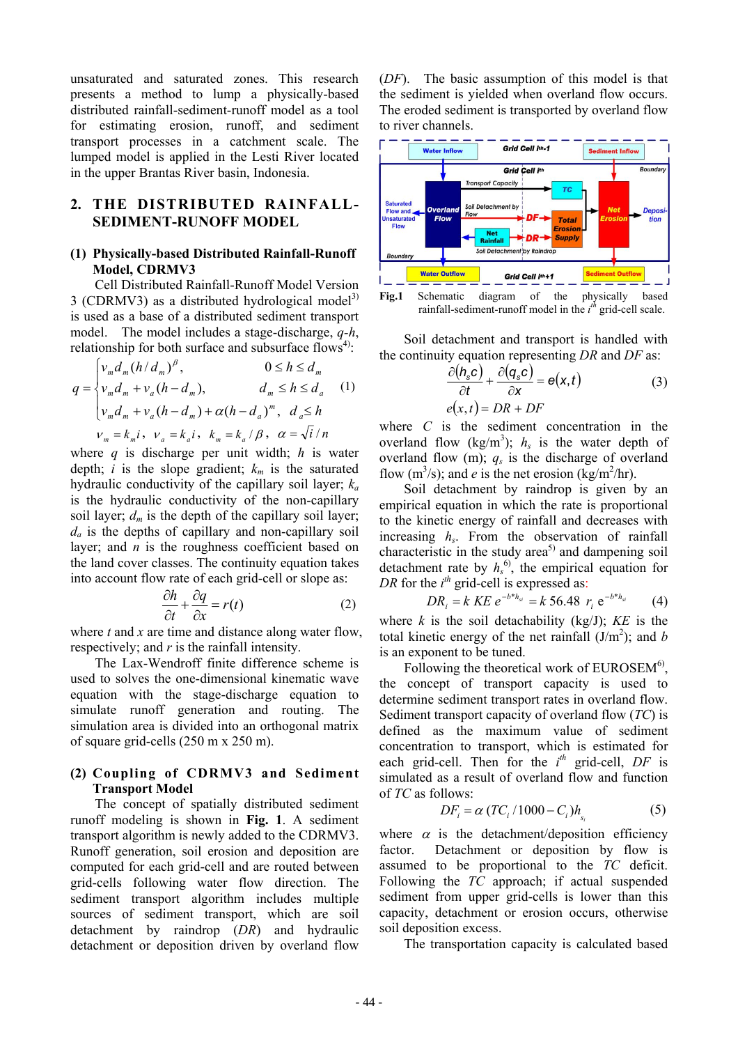unsaturated and saturated zones. This research presents a method to lump a physically-based distributed rainfall-sediment-runoff model as a tool for estimating erosion, runoff, and sediment transport processes in a catchment scale. The lumped model is applied in the Lesti River located in the upper Brantas River basin, Indonesia.

## 2. THE DISTRIBUTED RAINFALL-SEDIMENT-RUNOFF MODEL

### (1) Physically-based Distributed Rainfall-Runoff Model, CDRMV3

Cell Distributed Rainfall-Runoff Model Version 3 (CDRMV3) as a distributed hydrological model[3] is used as a base of a distributed sediment transport model. The model includes a stage-discharge, $q$-$h$, relationship for both surface and subsurface flows[4]:

$$
q = \begin{cases} v_m d_m (h/d_m)^{\beta}, & 0 \le h \le d_m \\ v_m d_m + v_a (h - d_m), & d_m \le h \le d_a \\ v_m d_m + v_a (h - d_m) + \alpha (h - d_a)^m, & d_a \le h \end{cases} \tag{1}
$$

$$
v_m = k_m i, \quad v_a = k_a i, \quad k_m = k_a / \beta, \quad \alpha = \sqrt{i} / n
$$

where $q$ is discharge per unit width; $h$ is water depth; $i$ is the slope gradient; $k_m$ is the saturated hydraulic conductivity of the capillary soil layer; $k_a$ is the hydraulic conductivity of the non-capillary soil layer; $d_m$ is the depth of the capillary soil layer; $d_a$ is the depths of capillary and non-capillary soil layer; and $n$ is the roughness coefficient based on the land cover classes. The continuity equation takes into account flow rate of each grid-cell or slope as:

$$
\frac{\partial h}{\partial t} + \frac{\partial q}{\partial x} = r(t) \tag{2}
$$

where $t$ and $x$ are time and distance along water flow, respectively; and $r$ is the rainfall intensity.

The Lax-Wendroff finite difference scheme is used to solves the one-dimensional kinematic wave equation with the stage-discharge equation to simulate runoff generation and routing. The simulation area is divided into an orthogonal matrix of square grid-cells (250 m x 250 m).

### (2) Coupling of CDRMV3 and Sediment Transport Model

The concept of spatially distributed sediment runoff modeling is shown in **Fig. 1**. A sediment transport algorithm is newly added to the CDRMV3. Runoff generation, soil erosion and deposition are computed for each grid-cell and are routed between grid-cells following water flow direction. The sediment transport algorithm includes multiple sources of sediment transport, which are soil detachment by raindrop (*DR*) and hydraulic detachment or deposition driven by overland flow (*DF*). The basic assumption of this model is that the sediment is yielded when overland flow occurs. The eroded sediment is transported by overland flow to river channels.

**Fig.1** Schematic diagram of the physically based rainfall-sediment-runoff model in the $i^{th}$ grid-cell scale.

Soil detachment and transport is handled with the continuity equation representing *DR* and *DF* as:

$$
\frac{\partial (h_s c)}{\partial t} + \frac{\partial (q_s c)}{\partial x} = e(x,t) \tag{3}
$$

$$
e(x,t) = DR + DF
$$

where $C$ is the sediment concentration in the overland flow (kg/m$^3$); $h_s$ is the water depth of overland flow (m); $q_s$ is the discharge of overland flow (m$^3$/s); and $e$ is the net erosion (kg/m$^2$/hr).

Soil detachment by raindrop is given by an empirical equation in which the rate is proportional to the kinetic energy of rainfall and decreases with increasing $h_s$. From the observation of rainfall characteristic in the study area[5] and dampening soil detachment rate by $h_s$[6], the empirical equation for *DR* for the $i^{th}$ grid-cell is expressed as:

$$
DR_i = k\, KE\, e^{-b^* h_{s_i}} = k\, 56.48\, r_i\, e^{-b^* h_{s_i}} \tag{4}
$$

where $k$ is the soil detachability (kg/J); $KE$ is the total kinetic energy of the net rainfall (J/m$^2$); and $b$ is an exponent to be tuned.

Following the theoretical work of EUROSEM[6], the concept of transport capacity is used to determine sediment transport rates in overland flow. Sediment transport capacity of overland flow (*TC*) is defined as the maximum value of sediment concentration to transport, which is estimated for each grid-cell. Then for the $i^{th}$ grid-cell, *DF* is simulated as a result of overland flow and function of *TC* as follows:

$$
DF_i = \alpha\,(TC_i / 1000 - C_i) h_{s_i} \tag{5}
$$

where $\alpha$ is the detachment/deposition efficiency factor. Detachment or deposition by flow is assumed to be proportional to the *TC* deficit. Following the *TC* approach; if actual suspended sediment from upper grid-cells is lower than this capacity, detachment or erosion occurs, otherwise soil deposition excess.

The transportation capacity is calculated based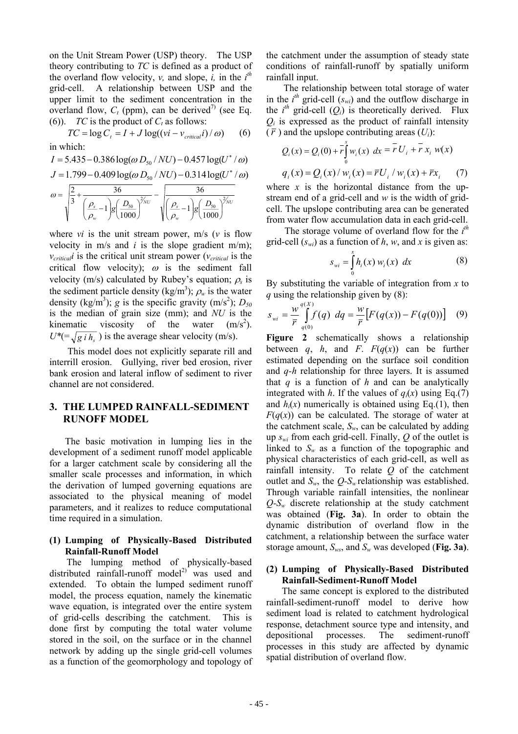on the Unit Stream Power (USP) theory. The USP theory contributing to $TC$ is defined as a product of the overland flow velocity, $v$, and slope, $i$, in the $i^{th}$ grid-cell. A relationship between USP and the upper limit to the sediment concentration in the overland flow, $C_t$ (ppm), can be derived[7] (see Eq. (6)). $TC$ is the product of $C_t$ as follows:

$$TC = \log C_t = I + J \log((vi - v_{critical} i) / \omega) \qquad (6)$$

in which:

$$I = 5.435 - 0.386 \log(\omega D_{50} / NU) - 0.457 \log(U^* / \omega)$$

$$J = 1.799 - 0.409 \log(\omega D_{50} / NU) - 0.314 \log(U^* / \omega)$$

$$\omega = \sqrt{\frac{2}{3} + \frac{36}{\left(\frac{\rho_s}{\rho_w} - 1\right) g \left(\frac{D_{50}}{1000}\right)^{3} \big/ NU^{2}}} - \sqrt{\frac{36}{\left(\frac{\rho_s}{\rho_w} - 1\right) g \left(\frac{D_{50}}{1000}\right)^{3} \big/ NU^{2}}}$$

where $vi$ is the unit stream power, m/s ($v$ is flow velocity in m/s and $i$ is the slope gradient m/m); $v_{critical}i$ is the critical unit stream power ($v_{critical}$ is the critical flow velocity); $\omega$ is the sediment fall velocity (m/s) calculated by Rubey's equation; $\rho_s$ is the sediment particle density (kg/m$^3$); $\rho_w$ is the water density (kg/m$^3$); $g$ is the specific gravity (m/s$^2$); $D_{50}$ is the median of grain size (mm); and $NU$ is the kinematic viscosity of the water (m/s$^2$). $U^*(=\sqrt{g\, i\, h_s})$ is the average shear velocity (m/s).

This model does not explicitly separate rill and interrill erosion. Gullying, river bed erosion, river bank erosion and lateral inflow of sediment to river channel are not considered.

## 3. THE LUMPED RAINFALL-SEDIMENT RUNOFF MODEL

The basic motivation in lumping lies in the development of a sediment runoff model applicable for a larger catchment scale by considering all the smaller scale processes and information, in which the derivation of lumped governing equations are associated to the physical meaning of model parameters, and it realizes to reduce computational time required in a simulation.

### (1) Lumping of Physically-Based Distributed Rainfall-Runoff Model

The lumping method of physically-based distributed rainfall-runoff model[2] was used and extended. To obtain the lumped sediment runoff model, the process equation, namely the kinematic wave equation, is integrated over the entire system of grid-cells describing the catchment. This is done first by computing the total water volume stored in the soil, on the surface or in the channel network by adding up the single grid-cell volumes as a function of the geomorphology and topology of the catchment under the assumption of steady state conditions of rainfall-runoff by spatially uniform rainfall input.

The relationship between total storage of water in the $i^{th}$ grid-cell ($s_{wi}$) and the outflow discharge in the $i^{th}$ grid-cell ($Q_i$) is theoretically derived. Flux $Q_i$ is expressed as the product of rainfall intensity ($\bar{r}$) and the upslope contributing areas ($U_i$):

$$Q_i(x) = Q_i(0) + \bar{r} \int_0^x w_i(x)\, dx = \bar{r}\, U_i + \bar{r}\, x_i\, w(x)$$

$$q_i(x) = Q_i(x) / w_i(x) = \bar{r} U_i / w_i(x) + \bar{r} x_i \qquad (7)$$

where $x$ is the horizontal distance from the up-stream end of a grid-cell and $w$ is the width of grid-cell. The upslope contributing area can be generated from water flow accumulation data in each grid-cell.

The storage volume of overland flow for the $i^{th}$ grid-cell ($s_{wi}$) as a function of $h$, $w$, and $x$ is given as:

$$s_{wi} = \int_0^x h_i(x)\, w_i(x)\, dx \qquad (8)$$

By substituting the variable of integration from $x$ to $q$ using the relationship given by (8):

$$s_{wi} = \frac{w}{\bar{r}} \int_{q(0)}^{q(X)} f(q)\, dq = \frac{w}{\bar{r}} \left[ F(q(x)) - F(q(0)) \right] \qquad (9)$$

**Figure 2** schematically shows a relationship between $q$, $h$, and $F$. $F(q(x))$ can be further estimated depending on the surface soil condition and $q$-$h$ relationship for three layers. It is assumed that $q$ is a function of $h$ and can be analytically integrated with $h$. If the values of $q_i(x)$ using Eq.(7) and $h_i(x)$ numerically is obtained using Eq.(1), then $F(q(x))$ can be calculated. The storage of water at the catchment scale, $S_w$, can be calculated by adding up $s_{wi}$ from each grid-cell. Finally, $Q$ of the outlet is linked to $S_w$ as a function of the topographic and physical characteristics of each grid-cell, as well as rainfall intensity. To relate $Q$ of the catchment outlet and $S_w$, the $Q$-$S_w$ relationship was established. Through variable rainfall intensities, the nonlinear $Q$-$S_w$ discrete relationship at the study catchment was obtained (**Fig. 3a**). In order to obtain the dynamic distribution of overland flow in the catchment, a relationship between the surface water storage amount, $S_{ws}$, and $S_w$ was developed (**Fig. 3a)**.

### (2) Lumping of Physically-Based Distributed Rainfall-Sediment-Runoff Model

The same concept is explored to the distributed rainfall-sediment-runoff model to derive how sediment load is related to catchment hydrological response, detachment source type and intensity, and depositional processes. The sediment-runoff processes in this study are affected by dynamic spatial distribution of overland flow.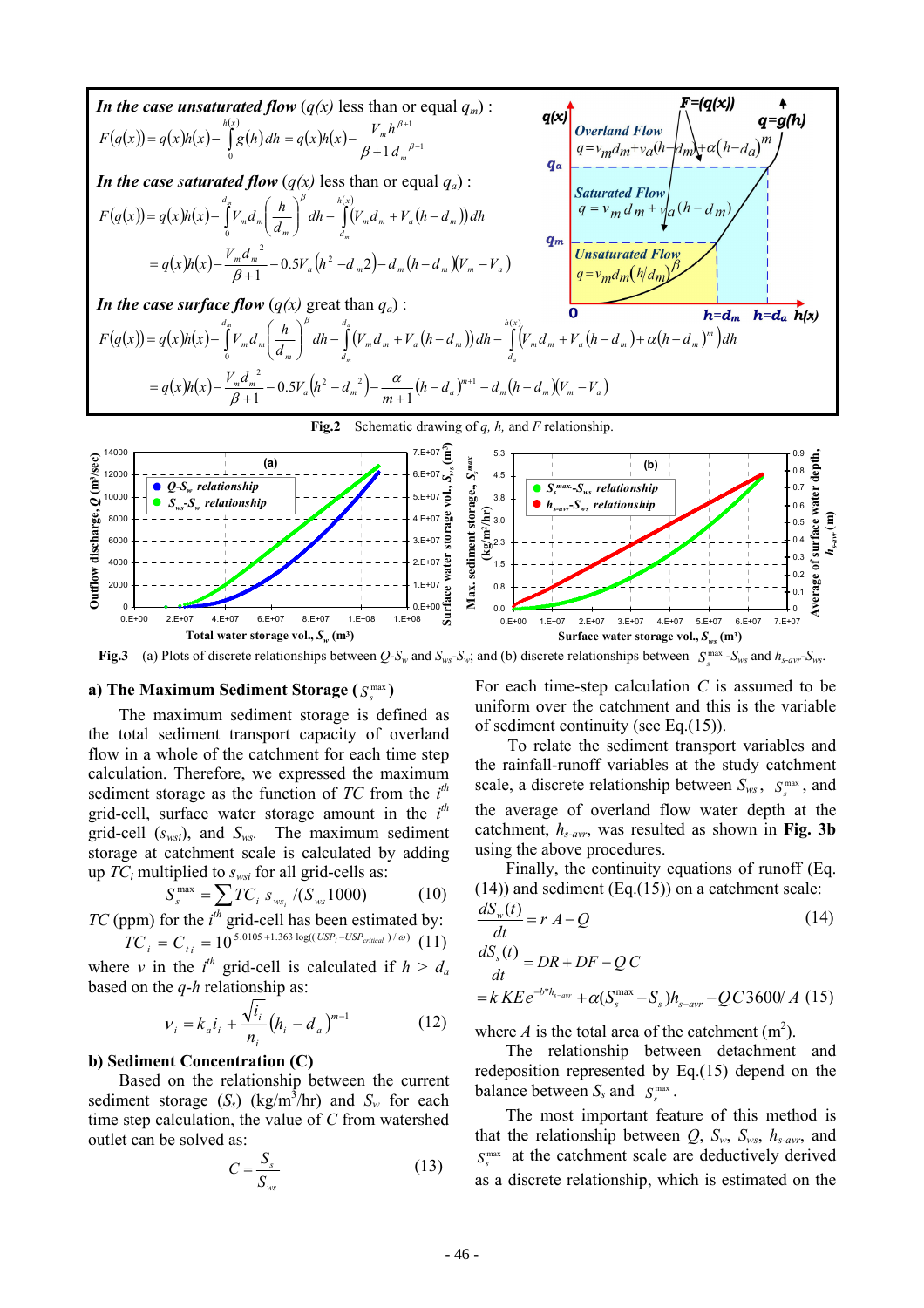*In the case unsaturated flow* ($q(x)$ less than or equal $q_m$) :

$$F(q(x)) = q(x)h(x) - \int_0^{h(x)} g(h)\,dh = q(x)h(x) - \frac{V_m h^{\beta+1}}{\beta+1\, d_m^{\ \beta-1}}$$

*In the case saturated flow* ($q(x)$ less than or equal $q_a$) :

$$F(q(x)) = q(x)h(x) - \int_0^{d_m} V_m d_m \left(\frac{h}{d_m}\right)^{\beta} dh - \int_{d_m}^{h(x)} \left(V_m d_m + V_a (h - d_m)\right) dh$$

$$= q(x)h(x) - \frac{V_m d_m^{\ 2}}{\beta+1} - 0.5V_a\left(h^2 - d_m 2\right) - d_m (h - d_m)(V_m - V_a)$$

*In the case surface flow* ($q(x)$ great than $q_a$) :

$$F(q(x)) = q(x)h(x) - \int_0^{d_m} V_m d_m \left(\frac{h}{d_m}\right)^{\beta} dh - \int_{d_m}^{d_a} \left(V_m d_m + V_a (h - d_m)\right) dh - \int_{d_a}^{h(x)} \left(V_m d_m + V_a (h - d_m) + \alpha (h - d_m)^m\right) dh$$

$$= q(x)h(x) - \frac{V_m d_m^{\ 2}}{\beta+1} - 0.5V_a\left(h^2 - d_m^{\ 2}\right) - \frac{\alpha}{m+1}(h - d_a)^{m+1} - d_m (h - d_m)(V_m - V_a)$$

**Fig.2** Schematic drawing of $q$, $h$, and $F$ relationship.

**Fig.3** (a) Plots of discrete relationships between $Q$-$S_w$ and $S_{ws}$-$S_w$; and (b) discrete relationships between $S_s^{max}$-$S_{ws}$ and $h_{s\text{-}avr}$-$S_{ws}$.

### a) The Maximum Sediment Storage ($S_s^{max}$)

The maximum sediment storage is defined as the total sediment transport capacity of overland flow in a whole of the catchment for each time step calculation. Therefore, we expressed the maximum sediment storage as the function of $TC$ from the $i^{th}$ grid-cell, surface water storage amount in the $i^{th}$ grid-cell ($s_{wsi}$), and $S_{ws}$. The maximum sediment storage at catchment scale is calculated by adding up $TC_i$ multiplied to $s_{wsi}$ for all grid-cells as:

$$S_s^{max} = \sum TC_i \, s_{ws_i} / (S_{ws} 1000) \qquad (10)$$

$TC$ (ppm) for the $i^{th}$ grid-cell has been estimated by:

$$TC_i = C_{ti} = 10^{5.0105 + 1.363 \log((USP_i - USP_{critical})/\omega)} \quad (11)$$

where $v$ in the $i^{th}$ grid-cell is calculated if $h > d_a$ based on the $q$-$h$ relationship as:

$$v_i = k_a i_i + \frac{\sqrt{i_i}}{n_i}(h_i - d_a)^{m-1} \qquad (12)$$

### b) Sediment Concentration (C)

Based on the relationship between the current sediment storage ($S_s$) (kg/m[3]/hr) and $S_w$ for each time step calculation, the value of $C$ from watershed outlet can be solved as:

$$C = \frac{S_s}{S_{ws}} \qquad (13)$$

For each time-step calculation $C$ is assumed to be uniform over the catchment and this is the variable of sediment continuity (see Eq.(15)).

To relate the sediment transport variables and the rainfall-runoff variables at the study catchment scale, a discrete relationship between $S_{ws}$, $S_s^{max}$, and the average of overland flow water depth at the catchment, $h_{s\text{-}avr}$, was resulted as shown in **Fig. 3b** using the above procedures.

Finally, the continuity equations of runoff (Eq.(14)) and sediment (Eq.(15)) on a catchment scale:

$$\frac{dS_w(t)}{dt} = r\,A - Q \qquad (14)$$

$$\frac{dS_s(t)}{dt} = DR + DF - Q\,C$$

$$= k\,KE e^{-b^* h_{s\text{-}avr}} + \alpha(S_s^{max} - S_s) h_{s\text{-}avr} - QC3600/A \quad (15)$$

where $A$ is the total area of the catchment (m[2]).

The relationship between detachment and redeposition represented by Eq.(15) depend on the balance between $S_s$ and $S_s^{max}$.

The most important feature of this method is that the relationship between $Q$, $S_w$, $S_{ws}$, $h_{s\text{-}avr}$, and $S_s^{max}$ at the catchment scale are deductively derived as a discrete relationship, which is estimated on the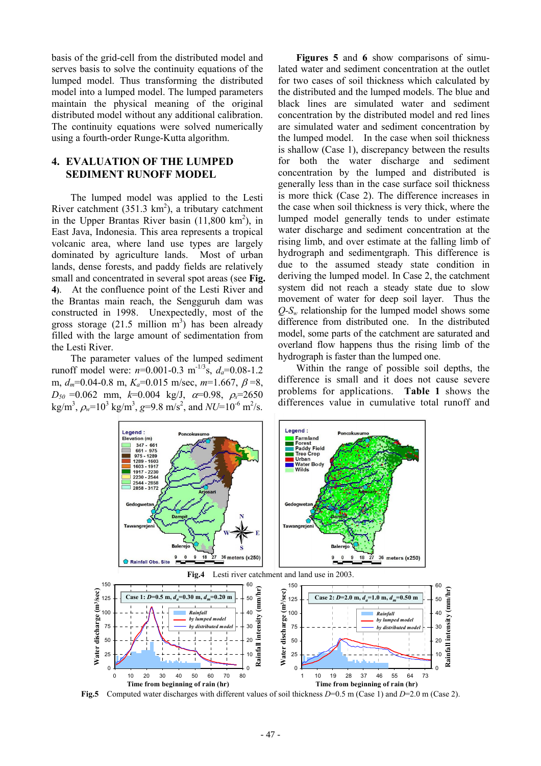basis of the grid-cell from the distributed model and serves basis to solve the continuity equations of the lumped model. Thus transforming the distributed model into a lumped model. The lumped parameters maintain the physical meaning of the original distributed model without any additional calibration. The continuity equations were solved numerically using a fourth-order Runge-Kutta algorithm.

## 4. EVALUATION OF THE LUMPED SEDIMENT RUNOFF MODEL

The lumped model was applied to the Lesti River catchment (351.3 km$^2$), a tributary catchment in the Upper Brantas River basin (11,800 km$^2$), in East Java, Indonesia. This area represents a tropical volcanic area, where land use types are largely dominated by agriculture lands. Most of urban lands, dense forests, and paddy fields are relatively small and concentrated in several spot areas (see **Fig. 4**). At the confluence point of the Lesti River and the Brantas main reach, the Sengguruh dam was constructed in 1998. Unexpectedly, most of the gross storage (21.5 million m$^3$) has been already filled with the large amount of sedimentation from the Lesti River.

The parameter values of the lumped sediment runoff model were: $n$=0.001-0.3 m$^{-1/3}$s, $d_a$=0.08-1.2 m, $d_m$=0.04-0.8 m, $K_a$=0.015 m/sec, $m$=1.667, $\beta$=8, $D_{50}$ =0.062 mm, $k$=0.004 kg/J, $\alpha$=0.98, $\rho_s$=2650 kg/m$^3$, $\rho_w$=10$^3$ kg/m$^3$, g=9.8 m/s$^2$, and $NU$=10$^{-6}$ m$^2$/s.

**Figures 5** and **6** show comparisons of simulated water and sediment concentration at the outlet for two cases of soil thickness which calculated by the distributed and the lumped models. The blue and black lines are simulated water and sediment concentration by the distributed model and red lines are simulated water and sediment concentration by the lumped model. In the case when soil thickness is shallow (Case 1), discrepancy between the results for both the water discharge and sediment concentration by the lumped and distributed is generally less than in the case surface soil thickness is more thick (Case 2). The difference increases in the case when soil thickness is very thick, where the lumped model generally tends to under estimate water discharge and sediment concentration at the rising limb, and over estimate at the falling limb of hydrograph and sedimentgraph. This difference is due to the assumed steady state condition in deriving the lumped model. In Case 2, the catchment system did not reach a steady state due to slow movement of water for deep soil layer. Thus the $Q$-$S_w$ relationship for the lumped model shows some difference from distributed one. In the distributed model, some parts of the catchment are saturated and overland flow happens thus the rising limb of the hydrograph is faster than the lumped one.

Within the range of possible soil depths, the difference is small and it does not cause severe problems for applications. **Table 1** shows the differences value in cumulative total runoff and

**Fig.4** Lesti river catchment and land use in 2003.

**Fig.5** Computed water discharges with different values of soil thickness $D$=0.5 m (Case 1) and $D$=2.0 m (Case 2).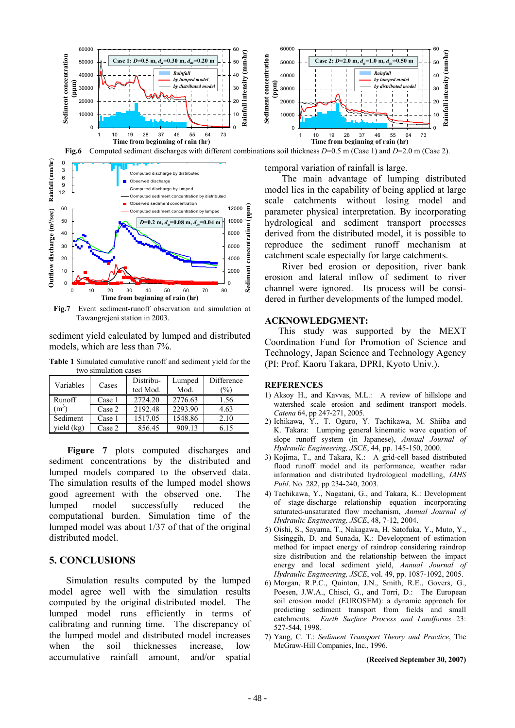Case 1: $D$=0.5 m, $d_a$=0.30 m, $d_m$=0.20 m

Sediment concentration (ppm)

Rainfall intensity (mm/hr)

Rainfall
by lumped model
by distributed model

60000
50000
40000
30000
20000
10000
0

60
50
40
30
20
10
0

1 10 19 28 37 46 55 64 73

Time from beginning of rain (hr)

Case 2: $D$=2.0 m, $d_a$=1.0 m, $d_m$=0.50 m

Sediment concentration (ppm)

Rainfall intensity (mm/hr)

Rainfall
by lumped model
by distributed model

60000
50000
40000
30000
20000
10000
0

60
50
40
30
20
10
0

1 10 19 28 37 46 55 64 73

Time from beginning of rain (hr)

**Fig.6** Computed sediment discharges with different combinations soil thickness $D$=0.5 m (Case 1) and $D$=2.0 m (Case 2).

Rainfall (mm/hr)

0
3
6
9
12

Computed discharge by distributed
Observed discharge
Computed discharge by lumped
Computed sediment concentration by distributed
Observed sediment concentration
Computed sediment concentration by lumped

$D$=0.2 m, $d_a$=0.08 m, $d_m$=0.04 m

Outflow discharge (m³/sec)

60
50
40
30
20
10
0

Sediment concentration (ppm)

12000
10000
8000
6000
4000
2000
0

0 10 20 30 40 50 60 70 80

Time from beginning of rain (hr)

**Fig.7** Event sediment-runoff observation and simulation at Tawangrejeni station in 2003.

sediment yield calculated by lumped and distributed models, which are less than 7%.

**Table 1** Simulated cumulative runoff and sediment yield for the two simulation cases

| Variables | Cases | Distributed Mod. | Lumped Mod. | Difference (%) |
|---|---|---|---|---|
| Runoff ($m^3$) | Case 1 | 2724.20 | 2776.63 | 1.56 |
| | Case 2 | 2192.48 | 2293.90 | 4.63 |
| Sediment yield (kg) | Case 1 | 1517.05 | 1548.86 | 2.10 |
| | Case 2 | 856.45 | 909.13 | 6.15 |

**Figure 7** plots computed discharges and sediment concentrations by the distributed and lumped models compared to the observed data. The simulation results of the lumped model shows good agreement with the observed one. The lumped model successfully reduced the computational burden. Simulation time of the lumped model was about 1/37 of that of the original distributed model.

## 5. CONCLUSIONS

Simulation results computed by the lumped model agree well with the simulation results computed by the original distributed model. The lumped model runs efficiently in terms of calibrating and running time. The discrepancy of the lumped model and distributed model increases when the soil thicknesses increase, low accumulative rainfall amount, and/or spatial temporal variation of rainfall is large.

The main advantage of lumping distributed model lies in the capability of being applied at large scale catchments without losing model and parameter physical interpretation. By incorporating hydrological and sediment transport processes derived from the distributed model, it is possible to reproduce the sediment runoff mechanism at catchment scale especially for large catchments.

River bed erosion or deposition, river bank erosion and lateral inflow of sediment to river channel were ignored. Its process will be considered in further developments of the lumped model.

## ACKNOWLEDGMENT:

This study was supported by the MEXT Coordination Fund for Promotion of Science and Technology, Japan Science and Technology Agency (PI: Prof. Kaoru Takara, DPRI, Kyoto Univ.).

## REFERENCES

1) Aksoy H., and Kavvas, M.L.: A review of hillslope and watershed scale erosion and sediment transport models. *Catena* 64, pp 247-271, 2005.
2) Ichikawa, Y., T. Oguro, Y. Tachikawa, M. Shiiba and K. Takara: Lumping general kinematic wave equation of slope runoff system (in Japanese), *Annual Journal of Hydraulic Engineering, JSCE*, 44, pp. 145-150, 2000.
3) Kojima, T., and Takara, K.: A grid-cell based distributed flood runoff model and its performance, weather radar information and distributed hydrological modelling, *IAHS Publ*. No. 282, pp 234-240, 2003.
4) Tachikawa, Y., Nagatani, G., and Takara, K.: Development of stage-discharge relationship equation incorporating saturated-unsaturated flow mechanism, *Annual Journal of Hydraulic Engineering, JSCE*, 48, 7-12, 2004.
5) Oishi, S., Sayama, T., Nakagawa, H. Satofuka, Y., Muto, Y., Sisinggih, D. and Sunada, K.: Development of estimation method for impact energy of raindrop considering raindrop size distribution and the relationship between the impact energy and local sediment yield, *Annual Journal of Hydraulic Engineering, JSCE*, vol. 49, pp. 1087-1092, 2005.
6) Morgan, R.P.C., Quinton, J.N., Smith, R.E., Govers, G., Poesen, J.W.A., Chisci, G., and Torri, D.: The European soil erosion model (EUROSEM): a dynamic approach for predicting sediment transport from fields and small catchments. *Earth Surface Process and Landforms* 23: 527-544, 1998.
7) Yang, C. T.: *Sediment Transport Theory and Practice*, The McGraw-Hill Companies, Inc., 1996.

**(Received September 30, 2007)**